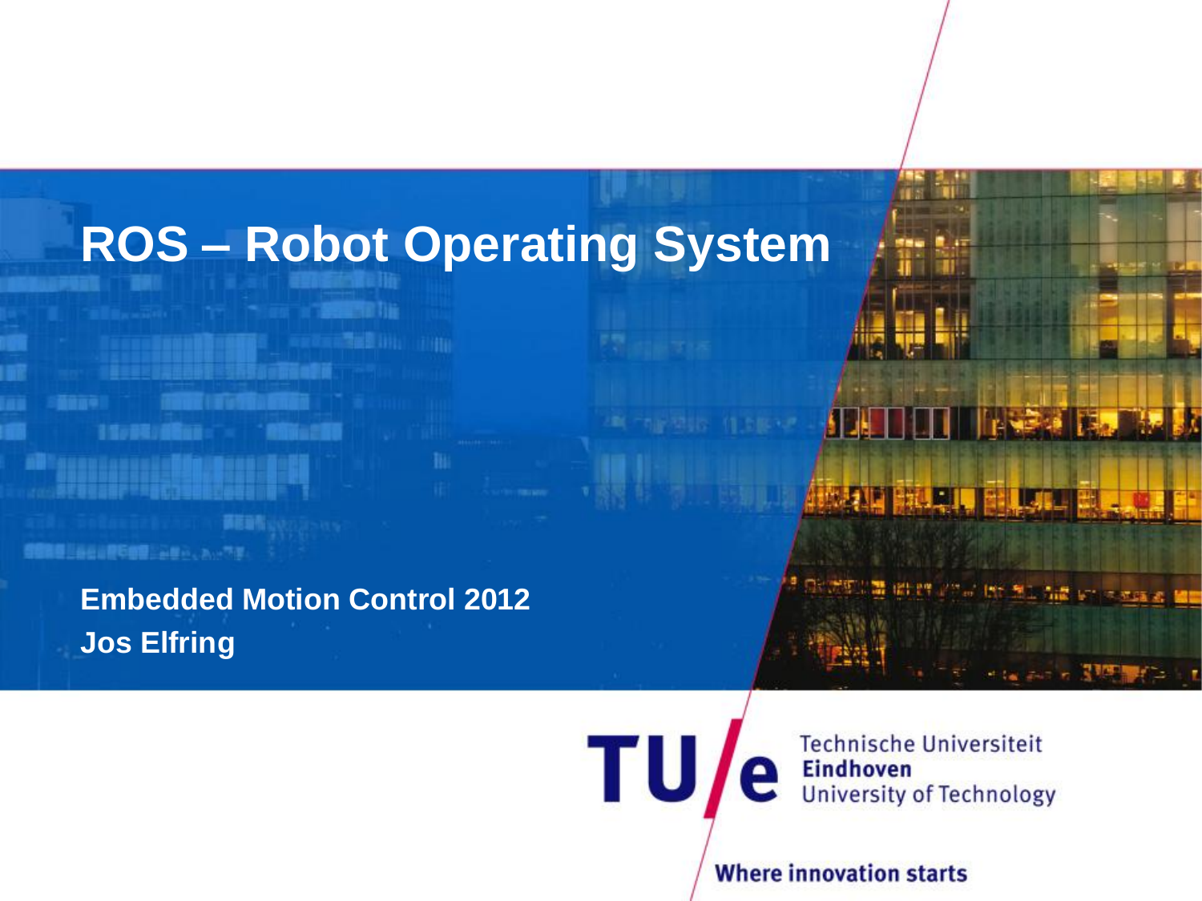# ROS – Robot Operating System

**Embedded Motion Control 2012**
**Jos Elfring**

Technische Universiteit
**Eindhoven**
University of Technology

**Where innovation starts**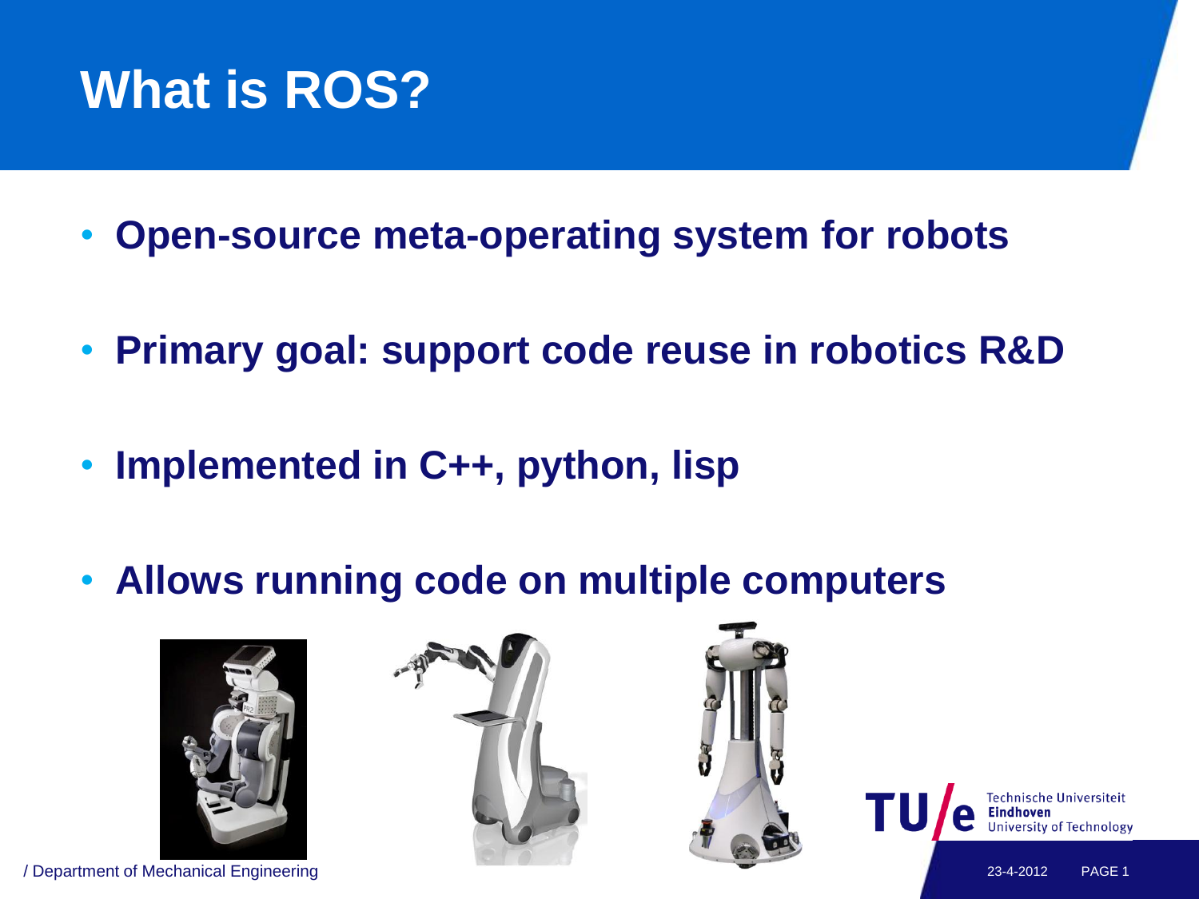# What is ROS?

- **Open-source meta-operating system for robots**
- **Primary goal: support code reuse in robotics R&D**
- **Implemented in C++, python, lisp**
- **Allows running code on multiple computers**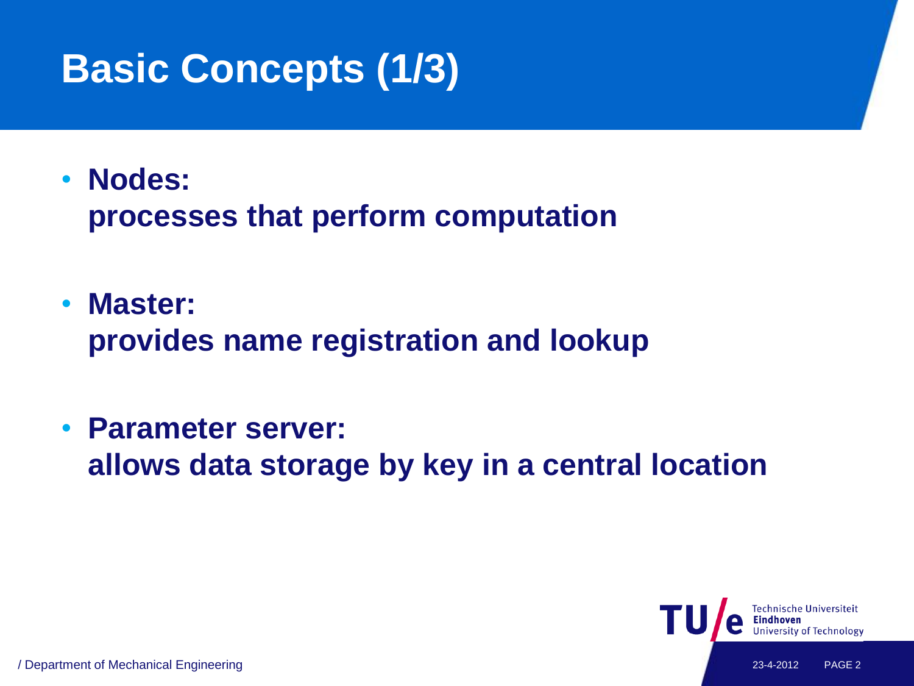# Basic Concepts (1/3)

- **Nodes:**
  **processes that perform computation**
- **Master:**
  **provides name registration and lookup**
- **Parameter server:**
  **allows data storage by key in a central location**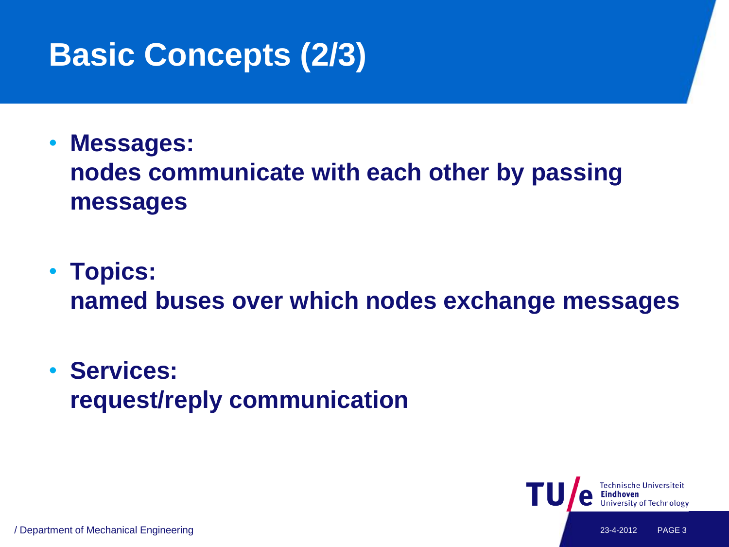# Basic Concepts (2/3)

- **Messages:**
  **nodes communicate with each other by passing messages**

- **Topics:**
  **named buses over which nodes exchange messages**

- **Services:**
  **request/reply communication**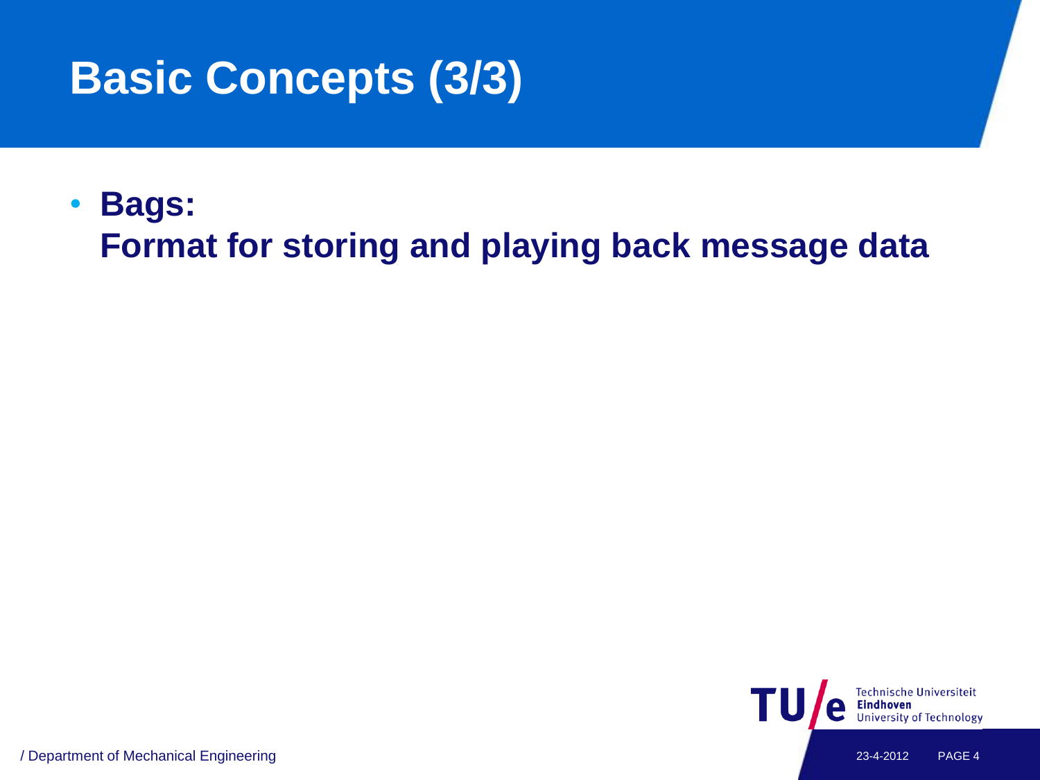# Basic Concepts (3/3)

- **Bags:**
  **Format for storing and playing back message data**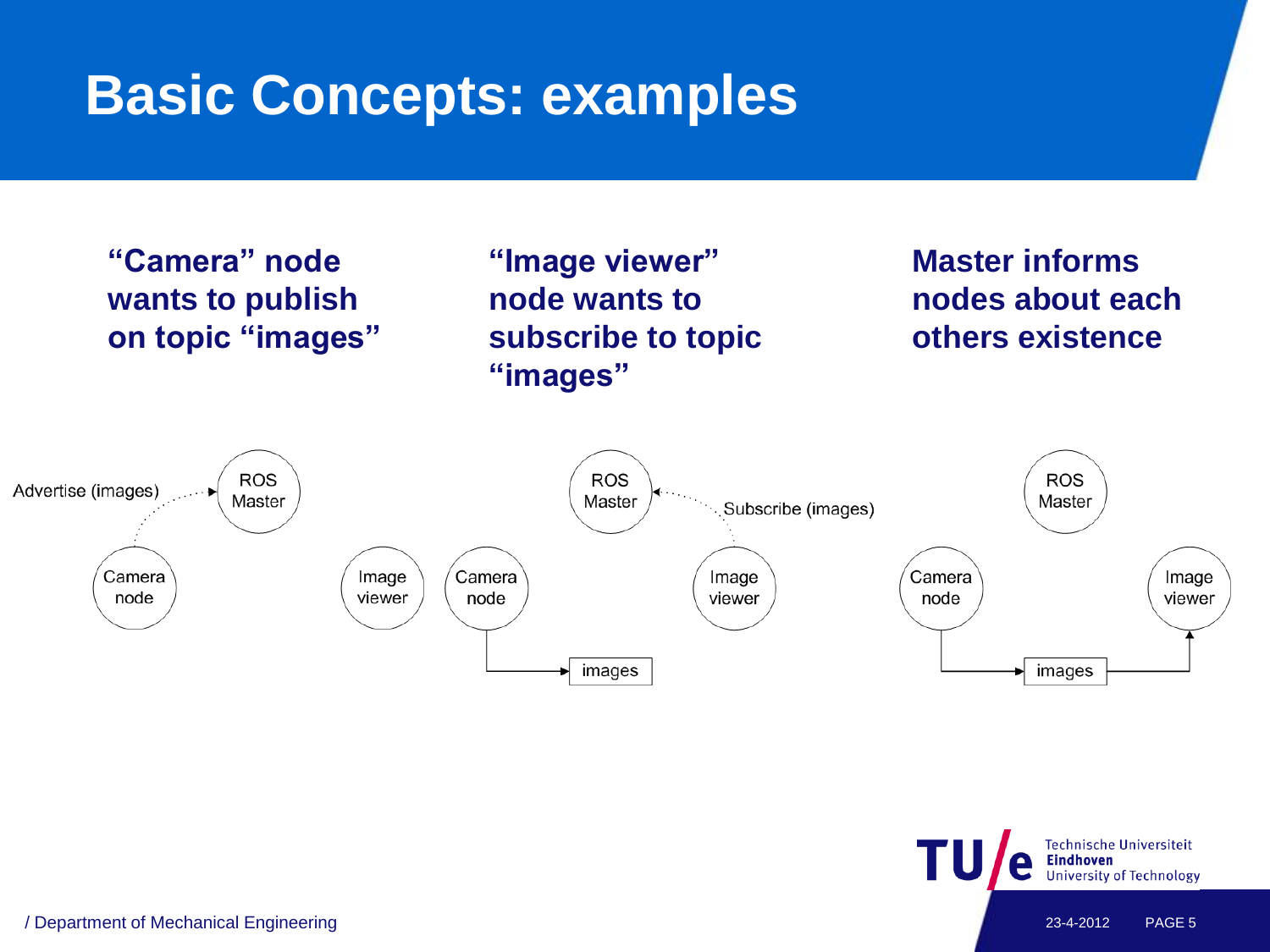# Basic Concepts: examples

**"Camera" node wants to publish on topic "images"**

**"Image viewer" node wants to subscribe to topic "images"**

**Master informs nodes about each others existence**

Advertise (images)

ROS Master

Camera node

Image viewer

ROS Master

Subscribe (images)

Camera node

Image viewer

images

ROS Master

Camera node

Image viewer

images

/ Department of Mechanical Engineering

23-4-2012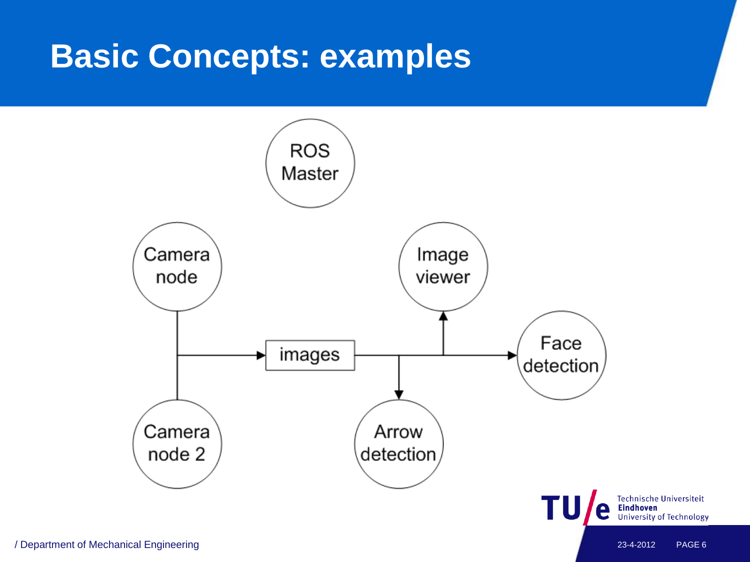# Basic Concepts: examples

ROS Master

Camera node

Camera node 2

images

Image viewer

Face detection

Arrow detection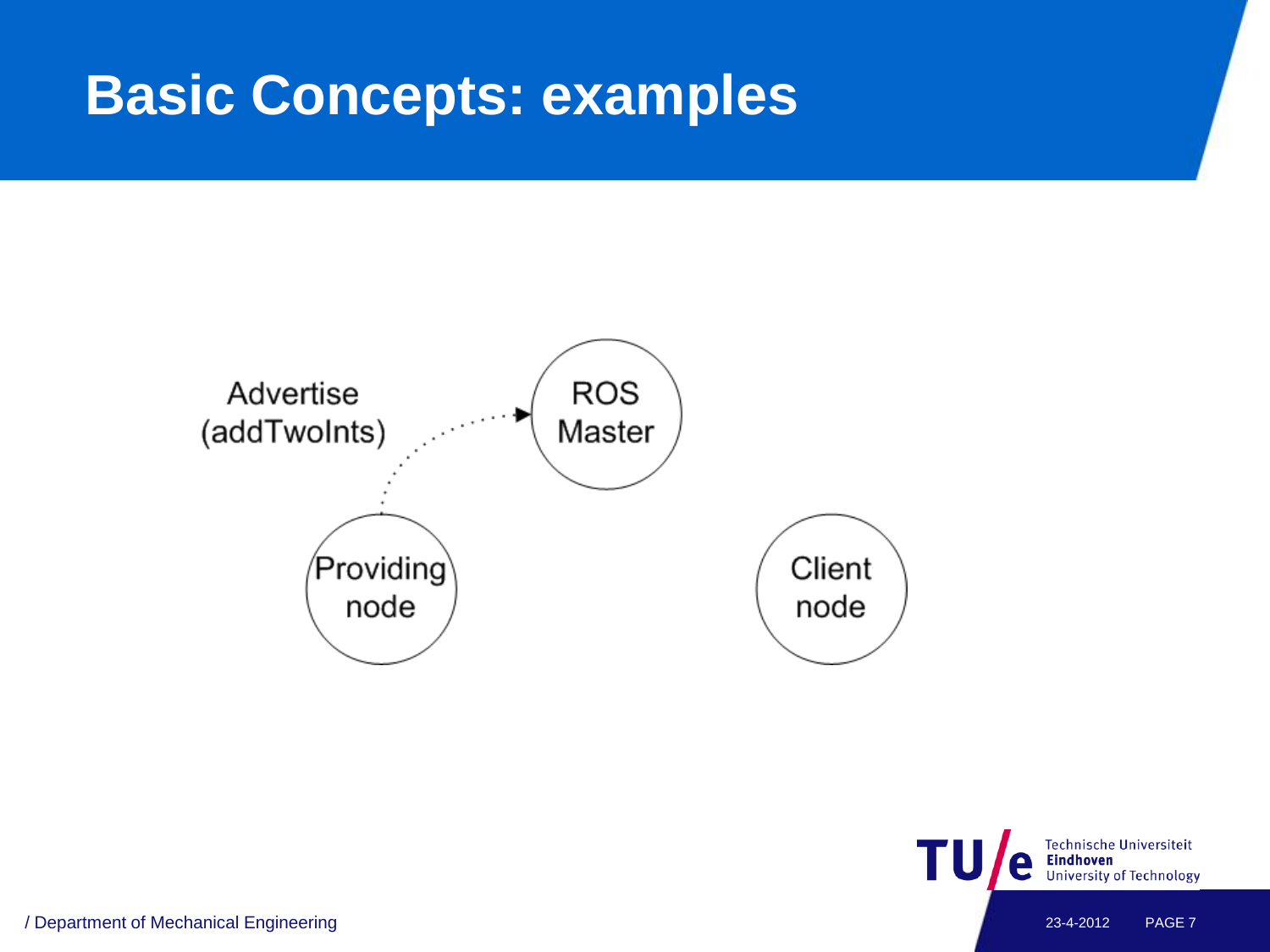# Basic Concepts: examples

Advertise (addTwoInts)

ROS Master

Providing node

Client node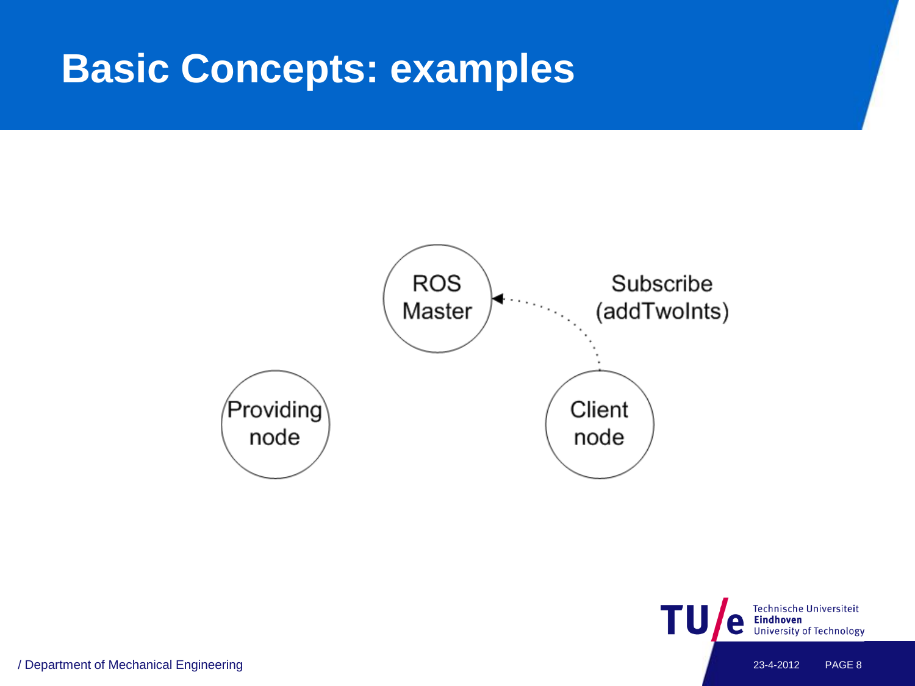# Basic Concepts: examples

ROS Master

Subscribe (addTwoInts)

Providing node

Client node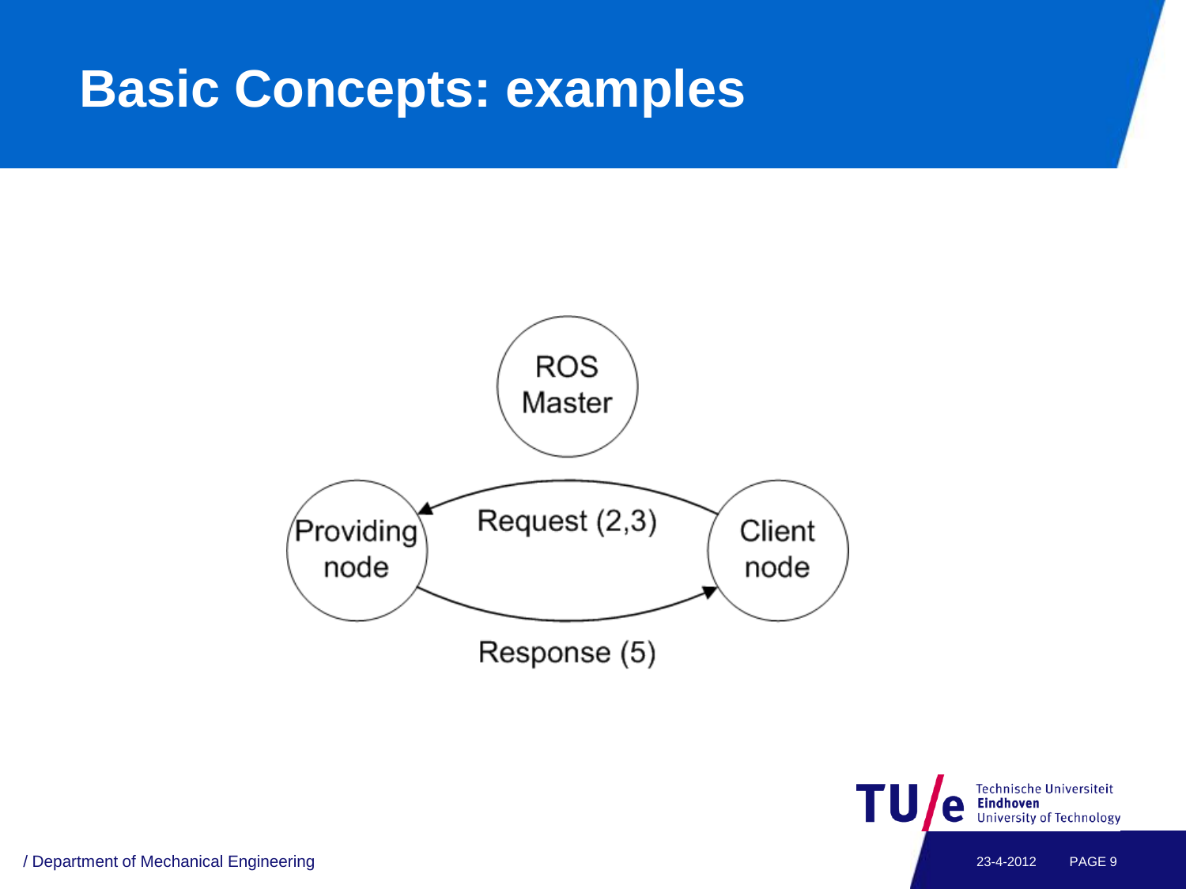# Basic Concepts: examples

ROS Master

Providing node

Request (2,3)

Client node

Response (5)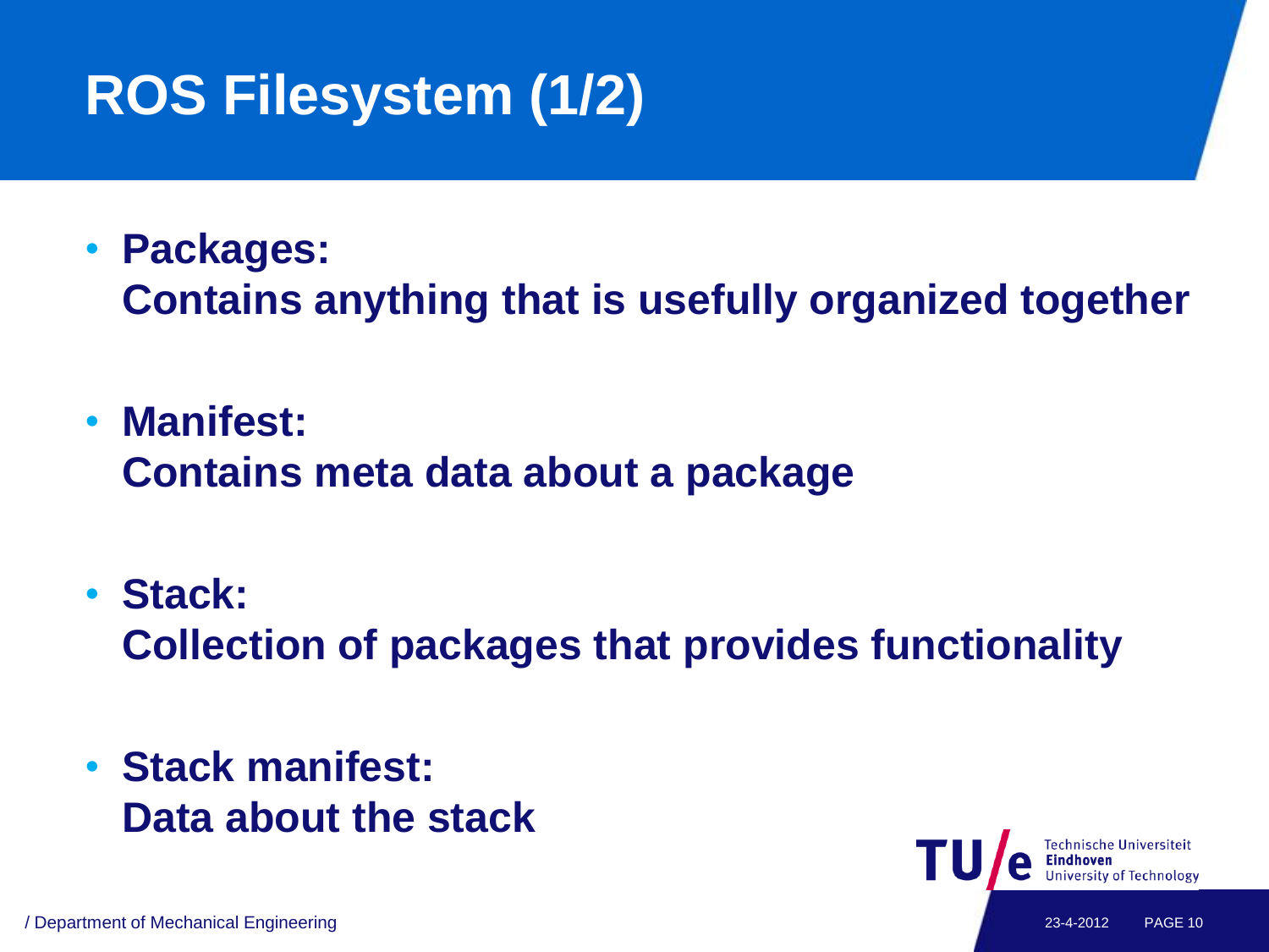# ROS Filesystem (1/2)

- **Packages:**
  **Contains anything that is usefully organized together**

- **Manifest:**
  **Contains meta data about a package**

- **Stack:**
  **Collection of packages that provides functionality**

- **Stack manifest:**
  **Data about the stack**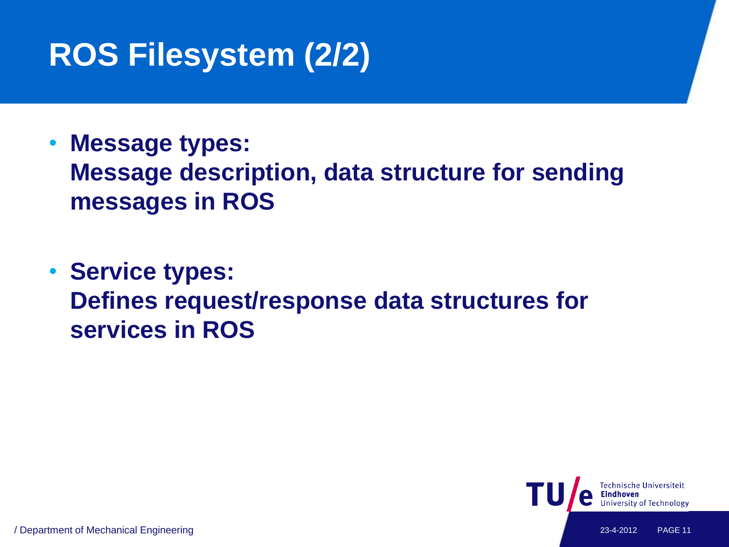# ROS Filesystem (2/2)

- **Message types:**
  **Message description, data structure for sending messages in ROS**

- **Service types:**
  **Defines request/response data structures for services in ROS**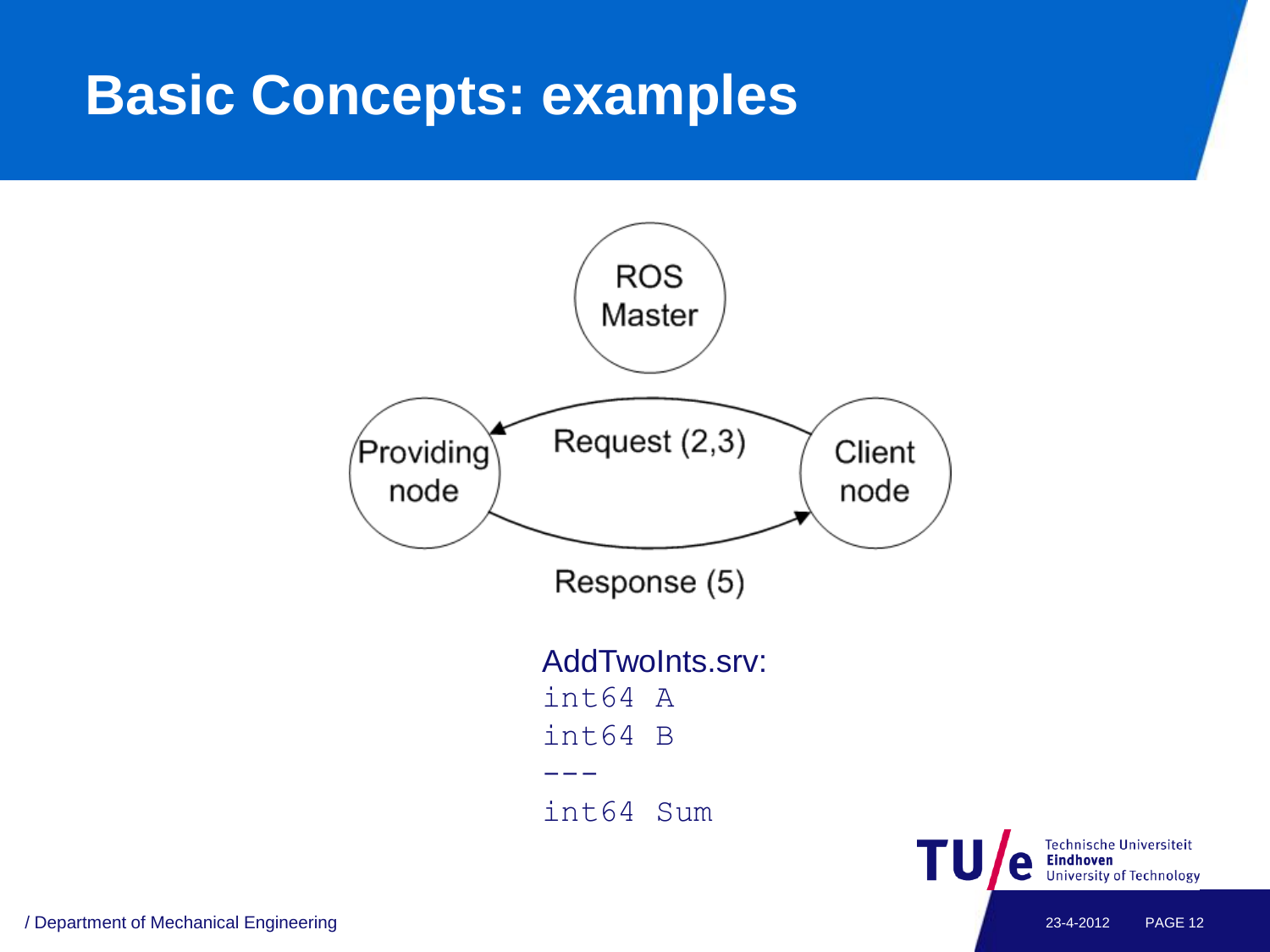# Basic Concepts: examples

ROS Master

Providing node

Request (2,3)

Client node

Response (5)

AddTwoInts.srv:

```
int64 A
int64 B
---
int64 Sum
```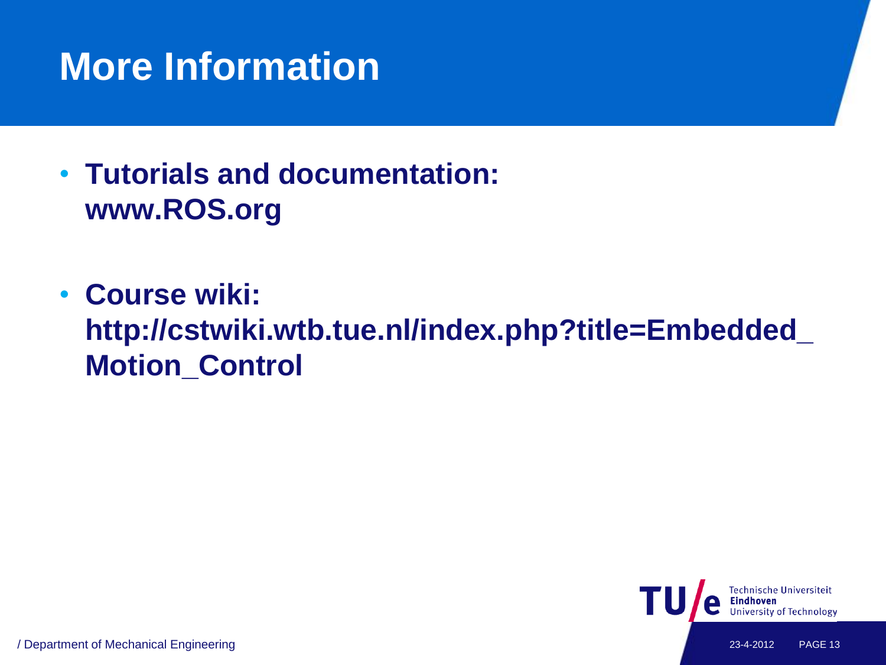# More Information

- **Tutorials and documentation: www.ROS.org**
- **Course wiki: http://cstwiki.wtb.tue.nl/index.php?title=Embedded_Motion_Control**